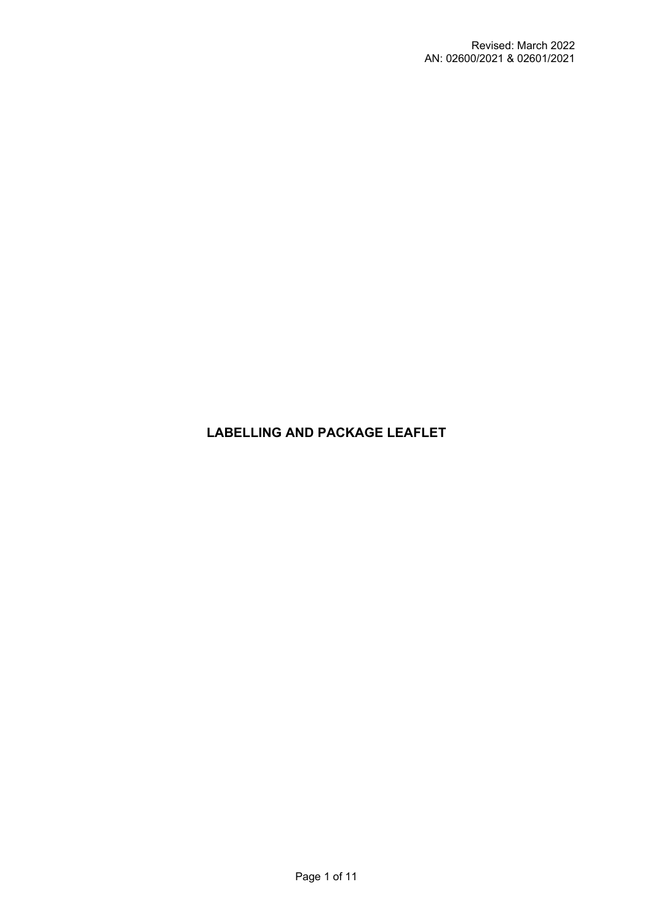Revised: March 2022
AN: 02600/2021 & 02601/2021

# LABELLING AND PACKAGE LEAFLET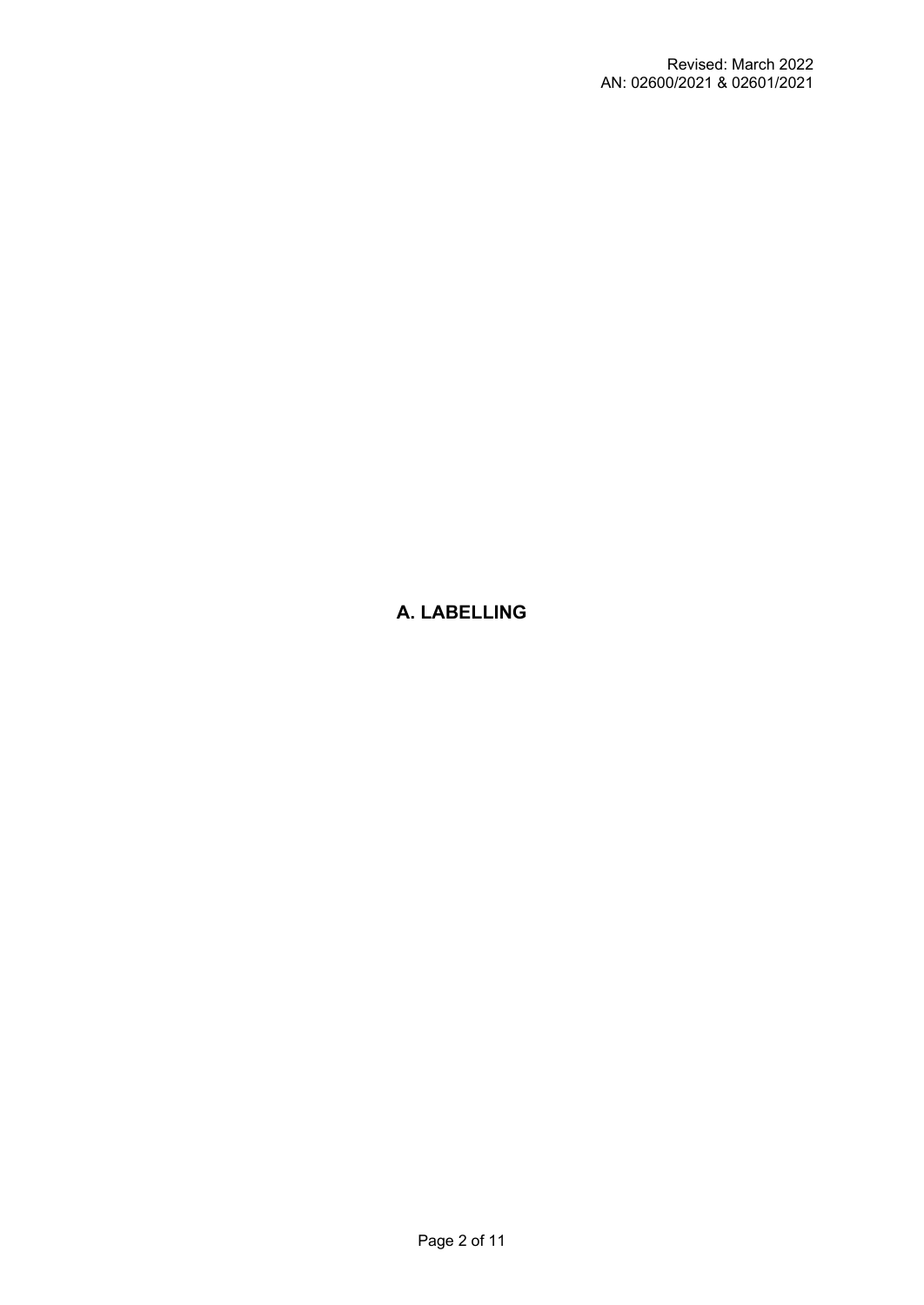# A. LABELLING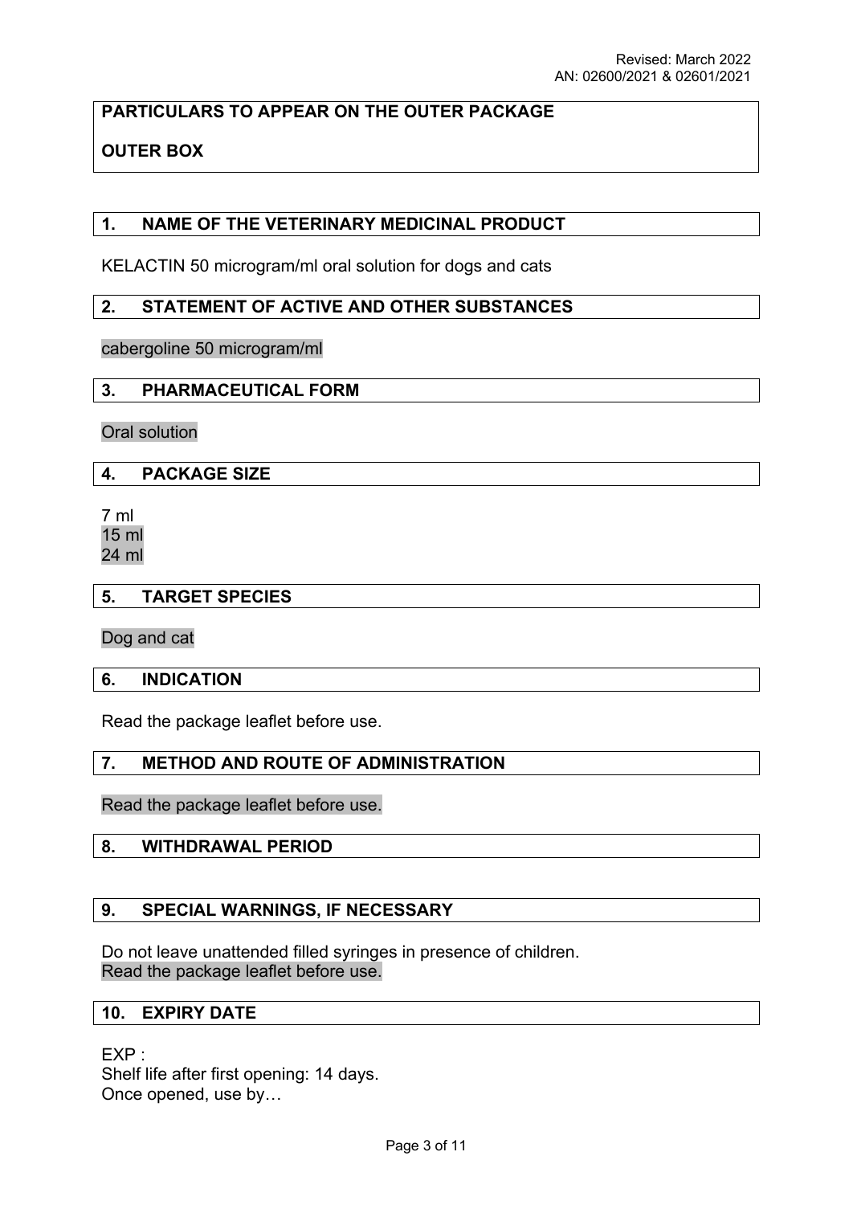Revised: March 2022
AN: 02600/2021 & 02601/2021

**PARTICULARS TO APPEAR ON THE OUTER PACKAGE**

**OUTER BOX**

## 1. NAME OF THE VETERINARY MEDICINAL PRODUCT

KELACTIN 50 microgram/ml oral solution for dogs and cats

## 2. STATEMENT OF ACTIVE AND OTHER SUBSTANCES

cabergoline 50 microgram/ml

## 3. PHARMACEUTICAL FORM

Oral solution

## 4. PACKAGE SIZE

7 ml
15 ml
24 ml

## 5. TARGET SPECIES

Dog and cat

## 6. INDICATION

Read the package leaflet before use.

## 7. METHOD AND ROUTE OF ADMINISTRATION

Read the package leaflet before use.

## 8. WITHDRAWAL PERIOD

## 9. SPECIAL WARNINGS, IF NECESSARY

Do not leave unattended filled syringes in presence of children.
Read the package leaflet before use.

## 10. EXPIRY DATE

EXP :
Shelf life after first opening: 14 days.
Once opened, use by…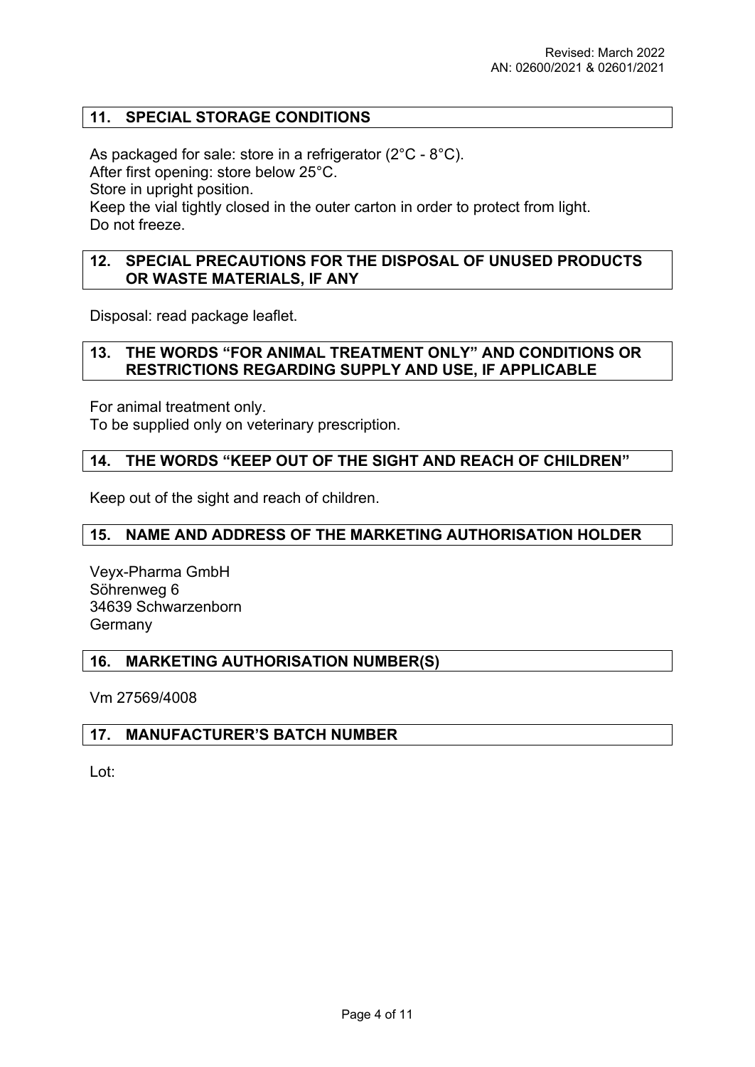## 11. SPECIAL STORAGE CONDITIONS

As packaged for sale: store in a refrigerator (2°C - 8°C).
After first opening: store below 25°C.
Store in upright position.
Keep the vial tightly closed in the outer carton in order to protect from light.
Do not freeze.

## 12. SPECIAL PRECAUTIONS FOR THE DISPOSAL OF UNUSED PRODUCTS OR WASTE MATERIALS, IF ANY

Disposal: read package leaflet.

## 13. THE WORDS "FOR ANIMAL TREATMENT ONLY" AND CONDITIONS OR RESTRICTIONS REGARDING SUPPLY AND USE, IF APPLICABLE

For animal treatment only.
To be supplied only on veterinary prescription.

## 14. THE WORDS "KEEP OUT OF THE SIGHT AND REACH OF CHILDREN"

Keep out of the sight and reach of children.

## 15. NAME AND ADDRESS OF THE MARKETING AUTHORISATION HOLDER

Veyx-Pharma GmbH
Söhrenweg 6
34639 Schwarzenborn
Germany

## 16. MARKETING AUTHORISATION NUMBER(S)

Vm 27569/4008

## 17. MANUFACTURER'S BATCH NUMBER

Lot: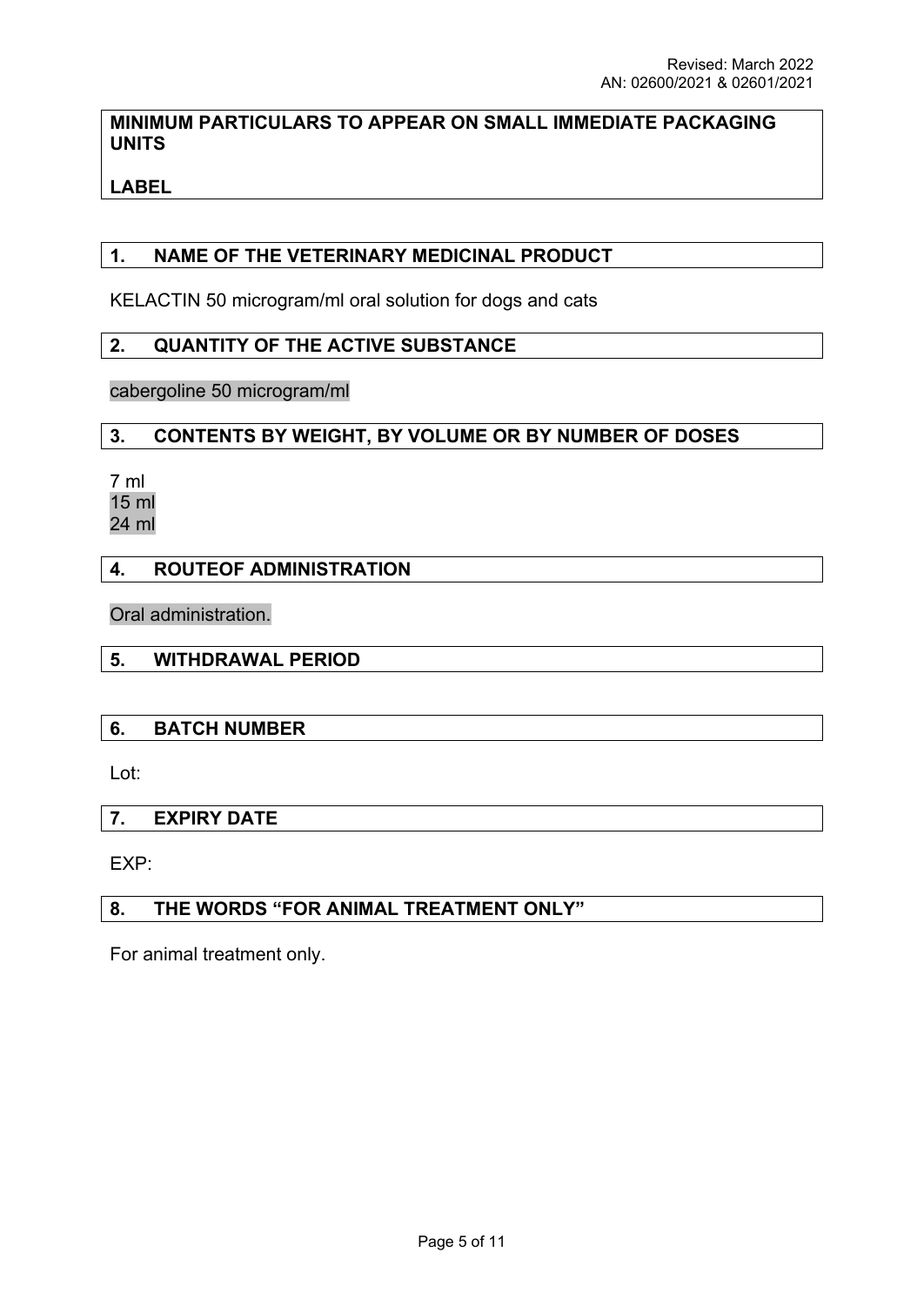**MINIMUM PARTICULARS TO APPEAR ON SMALL IMMEDIATE PACKAGING UNITS**

**LABEL**

## 1. NAME OF THE VETERINARY MEDICINAL PRODUCT

KELACTIN 50 microgram/ml oral solution for dogs and cats

## 2. QUANTITY OF THE ACTIVE SUBSTANCE

cabergoline 50 microgram/ml

## 3. CONTENTS BY WEIGHT, BY VOLUME OR BY NUMBER OF DOSES

7 ml
15 ml
24 ml

## 4. ROUTEOF ADMINISTRATION

Oral administration.

## 5. WITHDRAWAL PERIOD

## 6. BATCH NUMBER

Lot:

## 7. EXPIRY DATE

EXP:

## 8. THE WORDS "FOR ANIMAL TREATMENT ONLY"

For animal treatment only.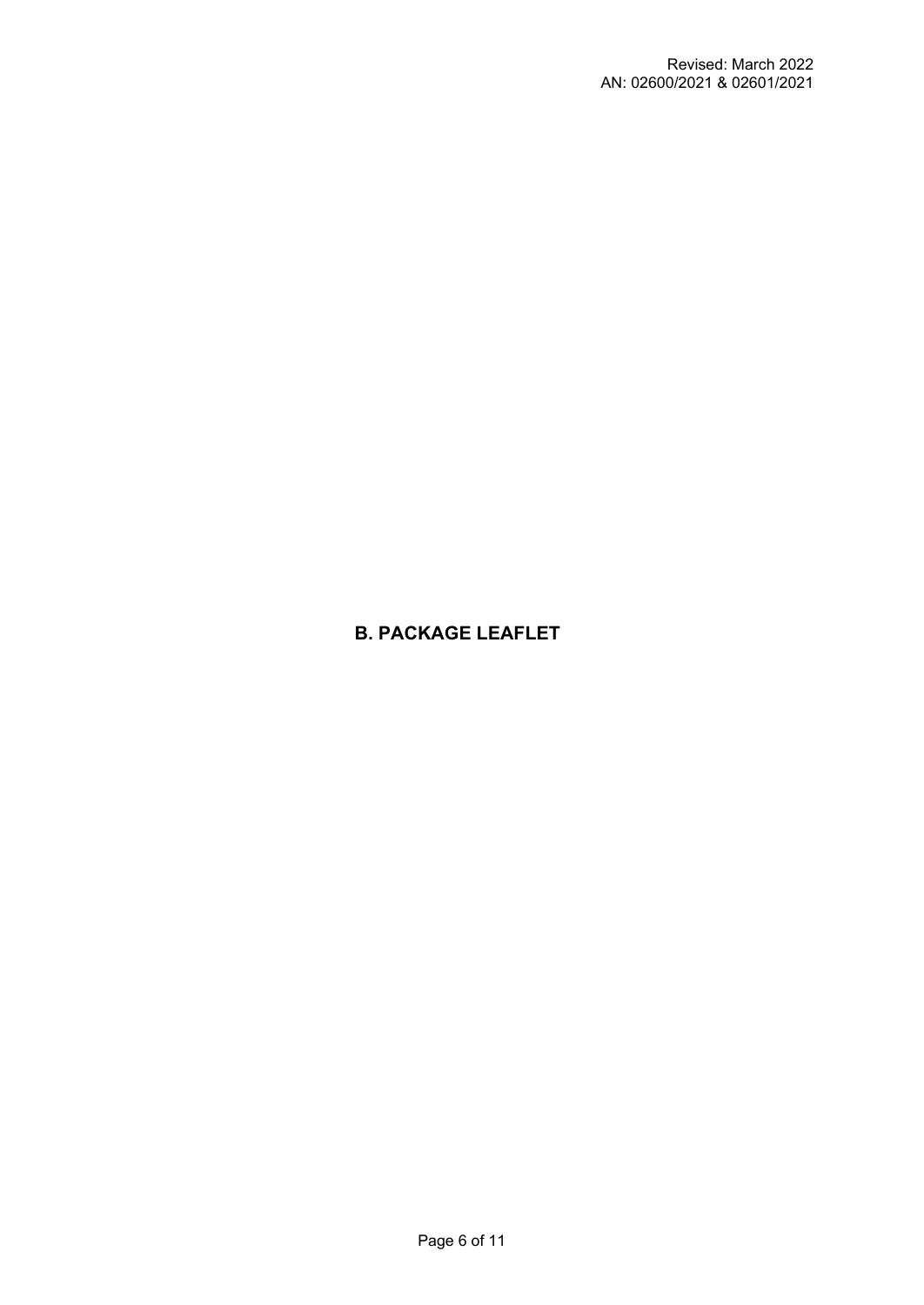# B. PACKAGE LEAFLET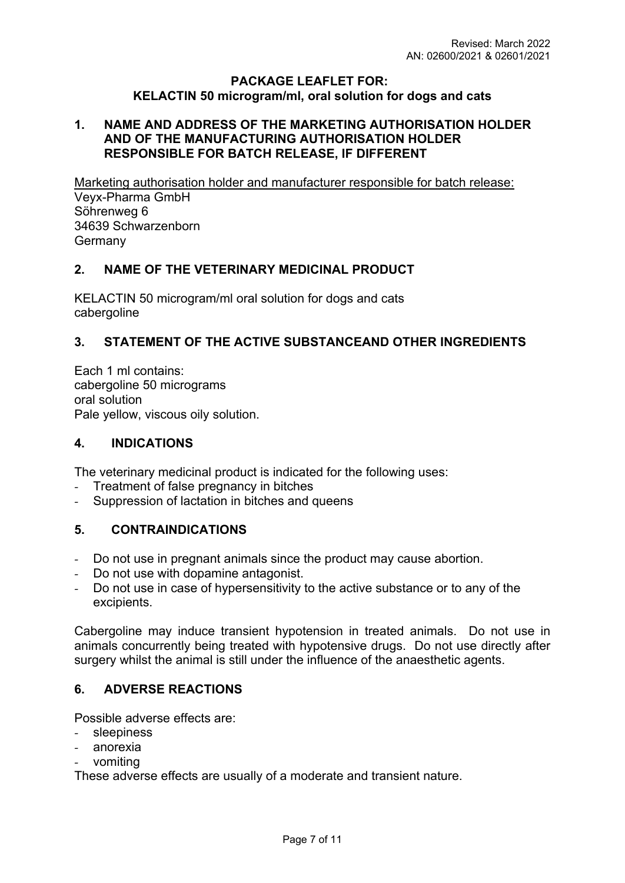Revised: March 2022
AN: 02600/2021 & 02601/2021

**PACKAGE LEAFLET FOR:**
**KELACTIN 50 microgram/ml, oral solution for dogs and cats**

## 1. NAME AND ADDRESS OF THE MARKETING AUTHORISATION HOLDER AND OF THE MANUFACTURING AUTHORISATION HOLDER RESPONSIBLE FOR BATCH RELEASE, IF DIFFERENT

Marketing authorisation holder and manufacturer responsible for batch release:
Veyx-Pharma GmbH
Söhrenweg 6
34639 Schwarzenborn
Germany

## 2. NAME OF THE VETERINARY MEDICINAL PRODUCT

KELACTIN 50 microgram/ml oral solution for dogs and cats
cabergoline

## 3. STATEMENT OF THE ACTIVE SUBSTANCEAND OTHER INGREDIENTS

Each 1 ml contains:
cabergoline 50 micrograms
oral solution
Pale yellow, viscous oily solution.

## 4. INDICATIONS

The veterinary medicinal product is indicated for the following uses:

- Treatment of false pregnancy in bitches
- Suppression of lactation in bitches and queens

## 5. CONTRAINDICATIONS

- Do not use in pregnant animals since the product may cause abortion.
- Do not use with dopamine antagonist.
- Do not use in case of hypersensitivity to the active substance or to any of the excipients.

Cabergoline may induce transient hypotension in treated animals. Do not use in animals concurrently being treated with hypotensive drugs. Do not use directly after surgery whilst the animal is still under the influence of the anaesthetic agents.

## 6. ADVERSE REACTIONS

Possible adverse effects are:

- sleepiness
- anorexia
- vomiting

These adverse effects are usually of a moderate and transient nature.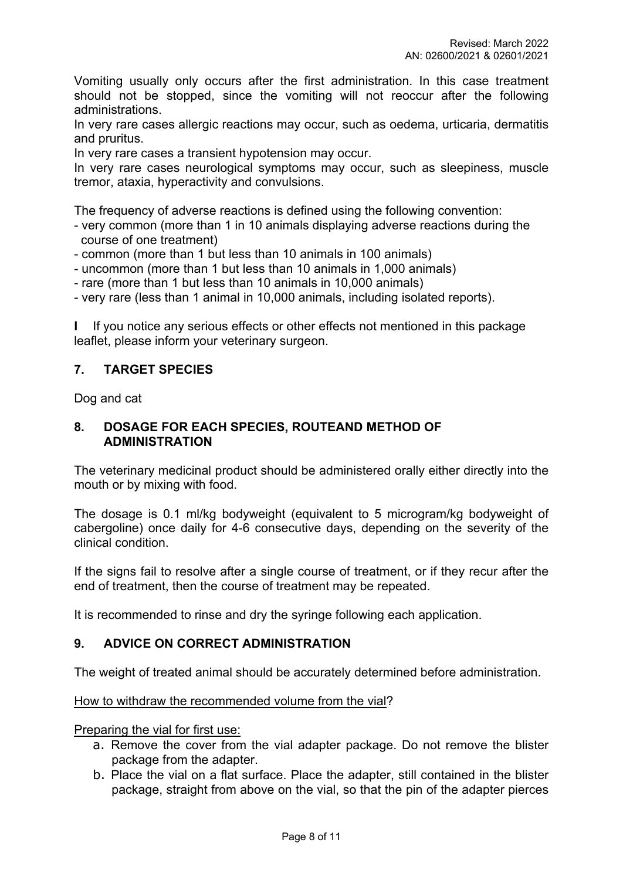Vomiting usually only occurs after the first administration. In this case treatment should not be stopped, since the vomiting will not reoccur after the following administrations.
In very rare cases allergic reactions may occur, such as oedema, urticaria, dermatitis and pruritus.
In very rare cases a transient hypotension may occur.
In very rare cases neurological symptoms may occur, such as sleepiness, muscle tremor, ataxia, hyperactivity and convulsions.

The frequency of adverse reactions is defined using the following convention:
- very common (more than 1 in 10 animals displaying adverse reactions during the course of one treatment)
- common (more than 1 but less than 10 animals in 100 animals)
- uncommon (more than 1 but less than 10 animals in 1,000 animals)
- rare (more than 1 but less than 10 animals in 10,000 animals)
- very rare (less than 1 animal in 10,000 animals, including isolated reports).

I If you notice any serious effects or other effects not mentioned in this package leaflet, please inform your veterinary surgeon.

## 7. TARGET SPECIES

Dog and cat

## 8. DOSAGE FOR EACH SPECIES, ROUTEAND METHOD OF ADMINISTRATION

The veterinary medicinal product should be administered orally either directly into the mouth or by mixing with food.

The dosage is 0.1 ml/kg bodyweight (equivalent to 5 microgram/kg bodyweight of cabergoline) once daily for 4-6 consecutive days, depending on the severity of the clinical condition.

If the signs fail to resolve after a single course of treatment, or if they recur after the end of treatment, then the course of treatment may be repeated.

It is recommended to rinse and dry the syringe following each application.

## 9. ADVICE ON CORRECT ADMINISTRATION

The weight of treated animal should be accurately determined before administration.

How to withdraw the recommended volume from the vial?

Preparing the vial for first use:

a. Remove the cover from the vial adapter package. Do not remove the blister package from the adapter.
b. Place the vial on a flat surface. Place the adapter, still contained in the blister package, straight from above on the vial, so that the pin of the adapter pierces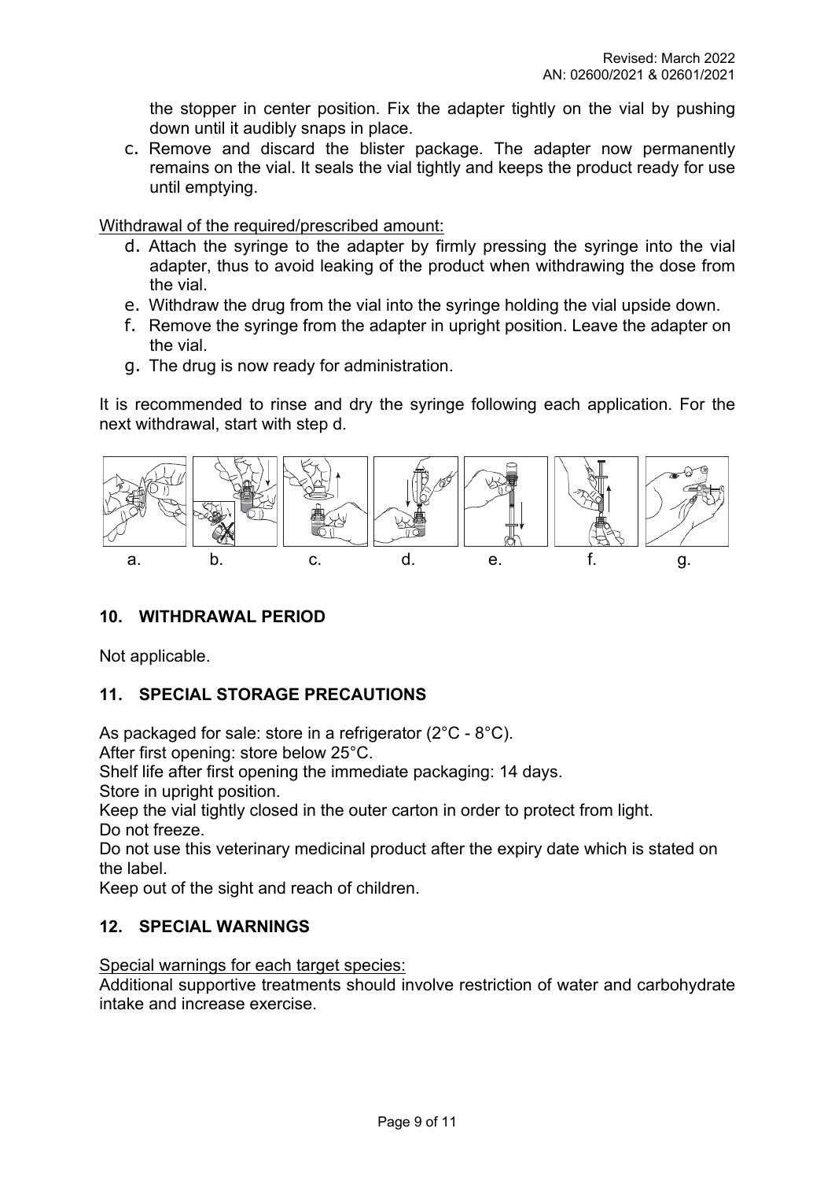the stopper in center position. Fix the adapter tightly on the vial by pushing down until it audibly snaps in place.

c. Remove and discard the blister package. The adapter now permanently remains on the vial. It seals the vial tightly and keeps the product ready for use until emptying.

Withdrawal of the required/prescribed amount:

d. Attach the syringe to the adapter by firmly pressing the syringe into the vial adapter, thus to avoid leaking of the product when withdrawing the dose from the vial.
e. Withdraw the drug from the vial into the syringe holding the vial upside down.
f. Remove the syringe from the adapter in upright position. Leave the adapter on the vial.
g. The drug is now ready for administration.

It is recommended to rinse and dry the syringe following each application. For the next withdrawal, start with step d.

a. b. c. d. e. f. g.

## 10. WITHDRAWAL PERIOD

Not applicable.

## 11. SPECIAL STORAGE PRECAUTIONS

As packaged for sale: store in a refrigerator (2°C - 8°C).
After first opening: store below 25°C.
Shelf life after first opening the immediate packaging: 14 days.
Store in upright position.
Keep the vial tightly closed in the outer carton in order to protect from light.
Do not freeze.
Do not use this veterinary medicinal product after the expiry date which is stated on the label.
Keep out of the sight and reach of children.

## 12. SPECIAL WARNINGS

Special warnings for each target species:
Additional supportive treatments should involve restriction of water and carbohydrate intake and increase exercise.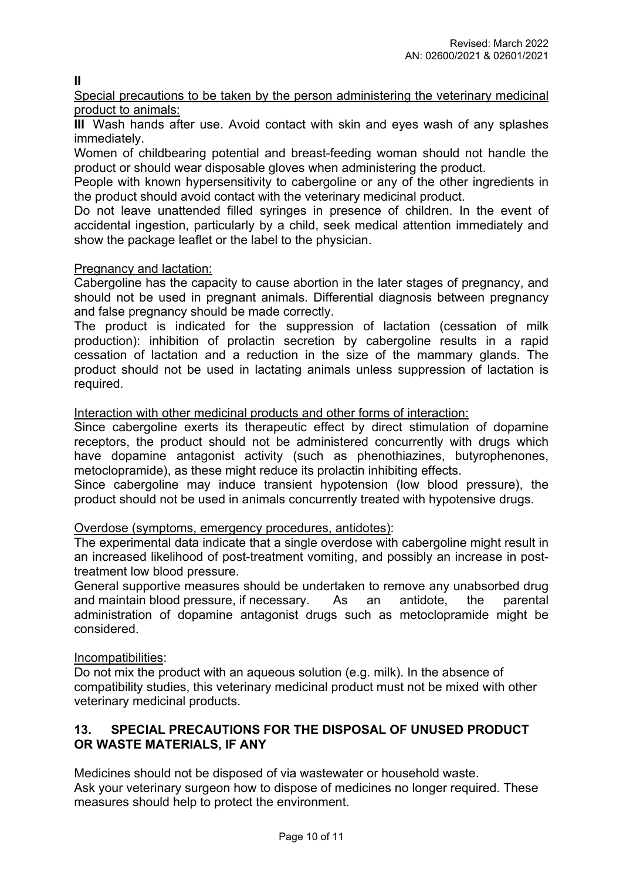**II**

Special precautions to be taken by the person administering the veterinary medicinal product to animals:

**III** Wash hands after use. Avoid contact with skin and eyes wash of any splashes immediately.

Women of childbearing potential and breast-feeding woman should not handle the product or should wear disposable gloves when administering the product.

People with known hypersensitivity to cabergoline or any of the other ingredients in the product should avoid contact with the veterinary medicinal product.

Do not leave unattended filled syringes in presence of children. In the event of accidental ingestion, particularly by a child, seek medical attention immediately and show the package leaflet or the label to the physician.

Pregnancy and lactation:

Cabergoline has the capacity to cause abortion in the later stages of pregnancy, and should not be used in pregnant animals. Differential diagnosis between pregnancy and false pregnancy should be made correctly.

The product is indicated for the suppression of lactation (cessation of milk production): inhibition of prolactin secretion by cabergoline results in a rapid cessation of lactation and a reduction in the size of the mammary glands. The product should not be used in lactating animals unless suppression of lactation is required.

Interaction with other medicinal products and other forms of interaction:

Since cabergoline exerts its therapeutic effect by direct stimulation of dopamine receptors, the product should not be administered concurrently with drugs which have dopamine antagonist activity (such as phenothiazines, butyrophenones, metoclopramide), as these might reduce its prolactin inhibiting effects.

Since cabergoline may induce transient hypotension (low blood pressure), the product should not be used in animals concurrently treated with hypotensive drugs.

Overdose (symptoms, emergency procedures, antidotes):

The experimental data indicate that a single overdose with cabergoline might result in an increased likelihood of post-treatment vomiting, and possibly an increase in post-treatment low blood pressure.

General supportive measures should be undertaken to remove any unabsorbed drug and maintain blood pressure, if necessary. As an antidote, the parental administration of dopamine antagonist drugs such as metoclopramide might be considered.

Incompatibilities:

Do not mix the product with an aqueous solution (e.g. milk). In the absence of compatibility studies, this veterinary medicinal product must not be mixed with other veterinary medicinal products.

## 13. SPECIAL PRECAUTIONS FOR THE DISPOSAL OF UNUSED PRODUCT OR WASTE MATERIALS, IF ANY

Medicines should not be disposed of via wastewater or household waste.

Ask your veterinary surgeon how to dispose of medicines no longer required. These measures should help to protect the environment.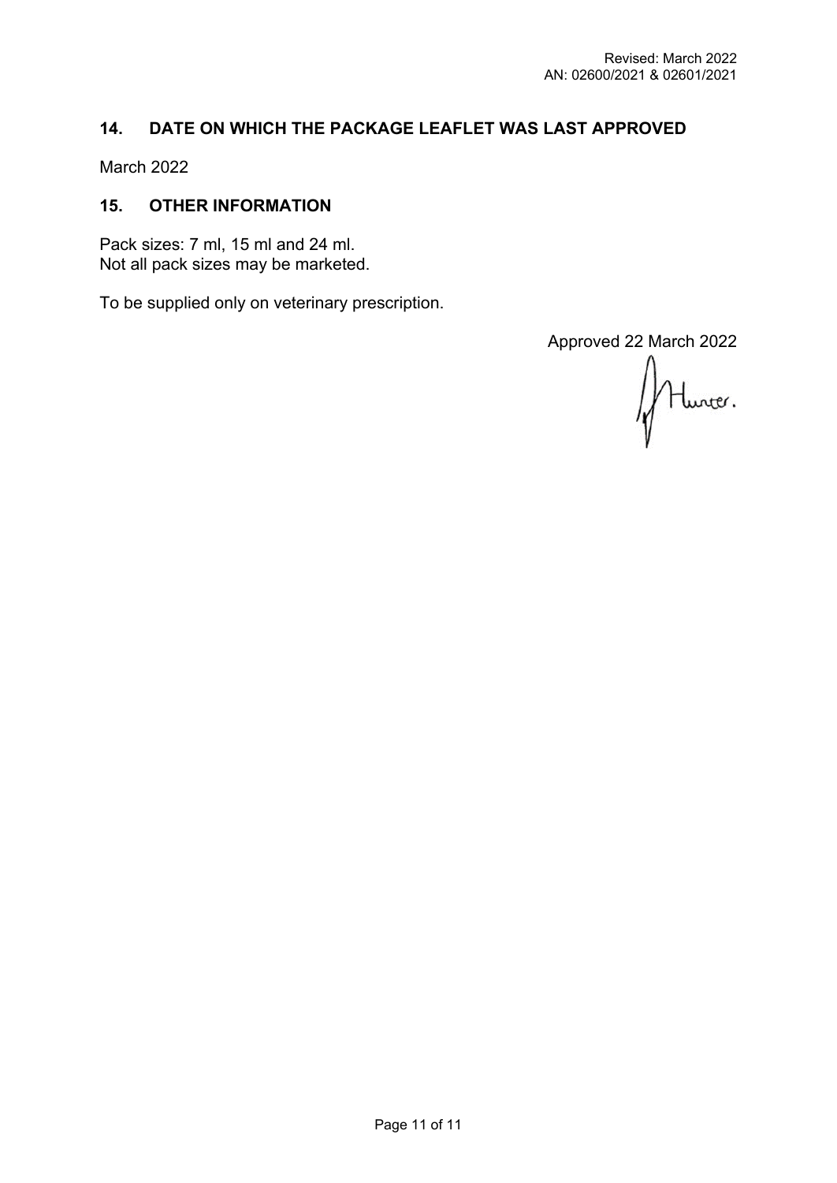## 14. DATE ON WHICH THE PACKAGE LEAFLET WAS LAST APPROVED

March 2022

## 15. OTHER INFORMATION

Pack sizes: 7 ml, 15 ml and 24 ml.
Not all pack sizes may be marketed.

To be supplied only on veterinary prescription.

Approved 22 March 2022

Hunter.